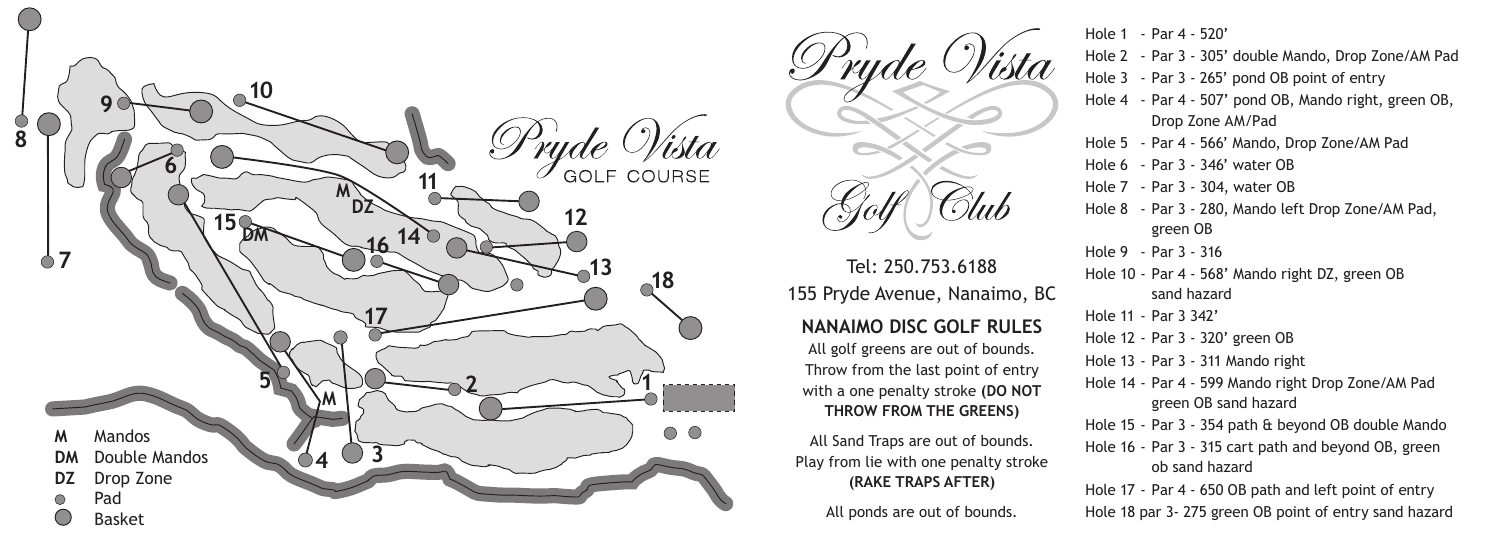# Pryde Vista Golf Club

Tel: 250.753.6188

155 Pryde Avenue, Nanaimo, BC

## NANAIMO DISC GOLF RULES

All golf greens are out of bounds. Throw from the last point of entry with a one penalty stroke **(DO NOT THROW FROM THE GREENS)**

All Sand Traps are out of bounds. Play from lie with one penalty stroke **(RAKE TRAPS AFTER)**

All ponds are out of bounds.

**M** Mandos
**DM** Double Mandos
**DZ** Drop Zone
Pad
Basket

- Hole 1 - Par 4 - 520'
- Hole 2 - Par 3 - 305' double Mando, Drop Zone/AM Pad
- Hole 3 - Par 3 - 265' pond OB point of entry
- Hole 4 - Par 4 - 507' pond OB, Mando right, green OB, Drop Zone AM/Pad
- Hole 5 - Par 4 - 566' Mando, Drop Zone/AM Pad
- Hole 6 - Par 3 - 346' water OB
- Hole 7 - Par 3 - 304, water OB
- Hole 8 - Par 3 - 280, Mando left Drop Zone/AM Pad, green OB
- Hole 9 - Par 3 - 316
- Hole 10 - Par 4 - 568' Mando right DZ, green OB sand hazard
- Hole 11 - Par 3 342'
- Hole 12 - Par 3 - 320' green OB
- Hole 13 - Par 3 - 311 Mando right
- Hole 14 - Par 4 - 599 Mando right Drop Zone/AM Pad green OB sand hazard
- Hole 15 - Par 3 - 354 path & beyond OB double Mando
- Hole 16 - Par 3 - 315 cart path and beyond OB, green ob sand hazard
- Hole 17 - Par 4 - 650 OB path and left point of entry
- Hole 18 par 3- 275 green OB point of entry sand hazard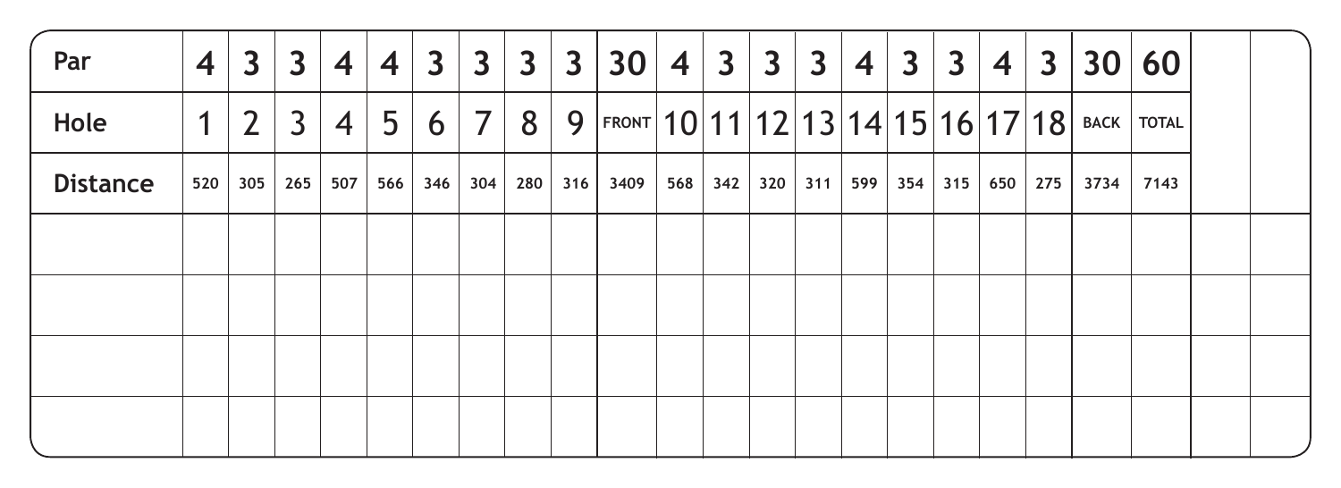| | | | | | | | | | | | | | | | | | | | | | | | |
|---|---|---|---|---|---|---|---|---|---|---|---|---|---|---|---|---|---|---|---|---|---|---|---|
| Par | 4 | 3 | 3 | 4 | 4 | 3 | 3 | 3 | 3 | 30 | 4 | 3 | 3 | 3 | 4 | 3 | 3 | 4 | 3 | 30 | 60 | | |
| Hole | 1 | 2 | 3 | 4 | 5 | 6 | 7 | 8 | 9 | FRONT | 10 | 11 | 12 | 13 | 14 | 15 | 16 | 17 | 18 | BACK | TOTAL | | |
| Distance | 520 | 305 | 265 | 507 | 566 | 346 | 304 | 280 | 316 | 3409 | 568 | 342 | 320 | 311 | 599 | 354 | 315 | 650 | 275 | 3734 | 7143 | | |
| | | | | | | | | | | | | | | | | | | | | | | | |
| | | | | | | | | | | | | | | | | | | | | | | | |
| | | | | | | | | | | | | | | | | | | | | | | | |
| | | | | | | | | | | | | | | | | | | | | | | | |